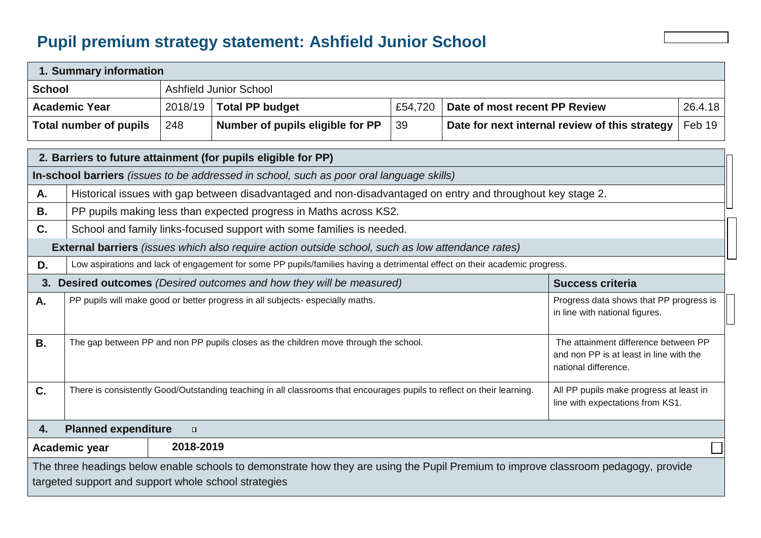# Pupil premium strategy statement: Ashfield Junior School

| 1. Summary information | | | | | |
|---|---|---|---|---|---|
| **School** | Ashfield Junior School | | | | |
| **Academic Year** | 2018/19 | **Total PP budget** | £54,720 | **Date of most recent PP Review** | 26.4.18 |
| **Total number of pupils** | 248 | **Number of pupils eligible for PP** | 39 | **Date for next internal review of this strategy** | Feb 19 |

| 2. Barriers to future attainment (for pupils eligible for PP) | |
|---|---|
| **In-school barriers** *(issues to be addressed in school, such as poor oral language skills)* | |
| **A.** | Historical issues with gap between disadvantaged and non-disadvantaged on entry and throughout key stage 2. |
| **B.** | PP pupils making less than expected progress in Maths across KS2. |
| **C.** | School and family links-focused support with some families is needed. |
| **External barriers** *(issues which also require action outside school, such as low attendance rates)* | |
| **D.** | Low aspirations and lack of engagement for some PP pupils/families having a detrimental effect on their academic progress. |

| 3. Desired outcomes *(Desired outcomes and how they will be measured)* | | Success criteria |
|---|---|---|
| **A.** | PP pupils will make good or better progress in all subjects- especially maths. | Progress data shows that PP progress is in line with national figures. |
| **B.** | The gap between PP and non PP pupils closes as the children move through the school. | The attainment difference between PP and non PP is at least in line with the national difference. |
| **C.** | There is consistently Good/Outstanding teaching in all classrooms that encourages pupils to reflect on their learning. | All PP pupils make progress at least in line with expectations from KS1. |

| 4. Planned expenditure | |
|---|---|
| **Academic year** | **2018-2019** |
| The three headings below enable schools to demonstrate how they are using the Pupil Premium to improve classroom pedagogy, provide targeted support and support whole school strategies | |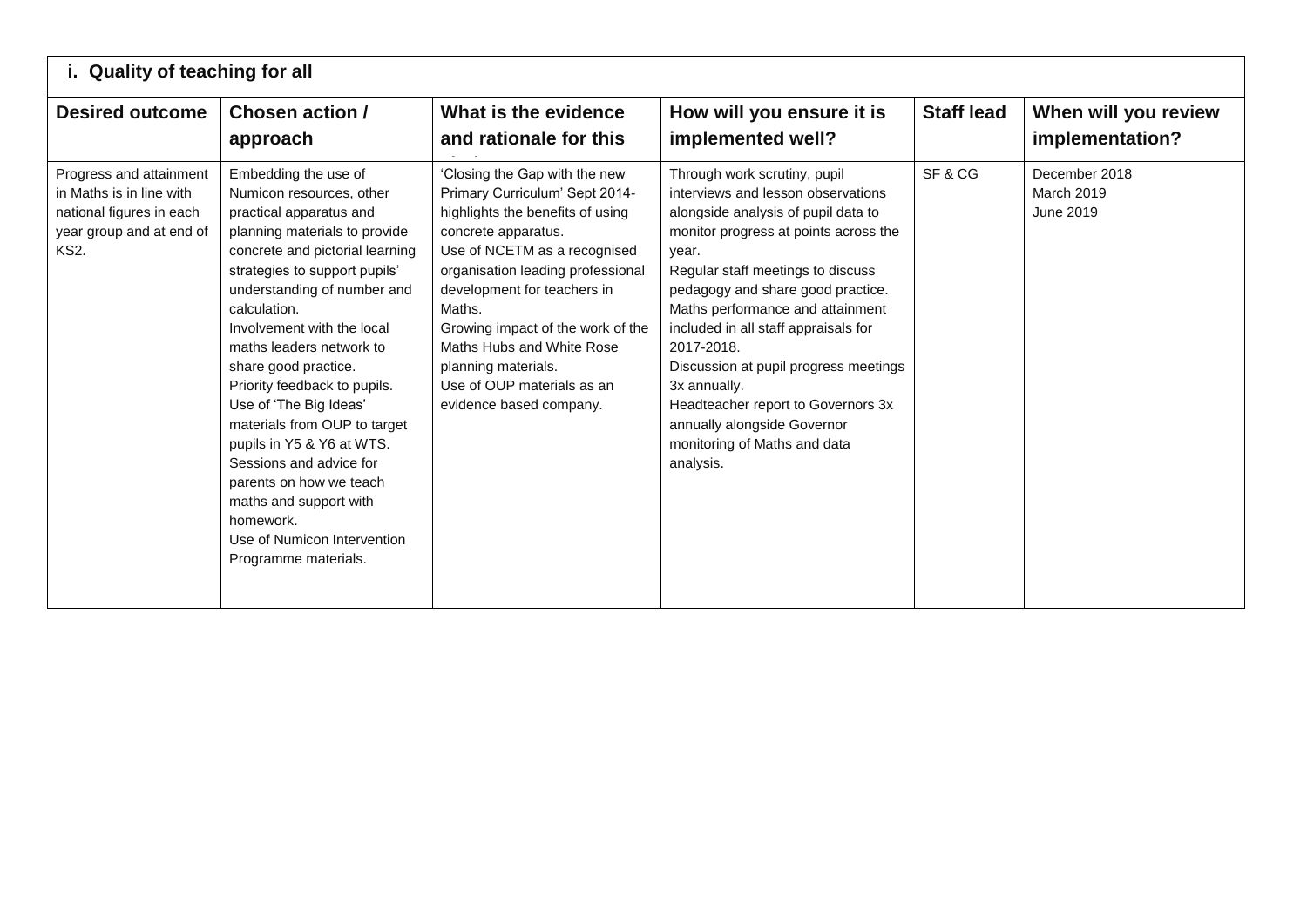### i. Quality of teaching for all

| Desired outcome | Chosen action / approach | What is the evidence and rationale for this | How will you ensure it is implemented well? | Staff lead | When will you review implementation? |
|---|---|---|---|---|---|
| Progress and attainment in Maths is in line with national figures in each year group and at end of KS2. | Embedding the use of Numicon resources, other practical apparatus and planning materials to provide concrete and pictorial learning strategies to support pupils' understanding of number and calculation.<br>Involvement with the local maths leaders network to share good practice.<br>Priority feedback to pupils.<br>Use of 'The Big Ideas' materials from OUP to target pupils in Y5 & Y6 at WTS.<br>Sessions and advice for parents on how we teach maths and support with homework.<br>Use of Numicon Intervention Programme materials. | 'Closing the Gap with the new Primary Curriculum' Sept 2014- highlights the benefits of using concrete apparatus.<br>Use of NCETM as a recognised organisation leading professional development for teachers in Maths.<br>Growing impact of the work of the Maths Hubs and White Rose planning materials.<br>Use of OUP materials as an evidence based company. | Through work scrutiny, pupil interviews and lesson observations alongside analysis of pupil data to monitor progress at points across the year.<br>Regular staff meetings to discuss pedagogy and share good practice.<br>Maths performance and attainment included in all staff appraisals for 2017-2018.<br>Discussion at pupil progress meetings 3x annually.<br>Headteacher report to Governors 3x annually alongside Governor monitoring of Maths and data analysis. | SF & CG | December 2018<br>March 2019<br>June 2019 |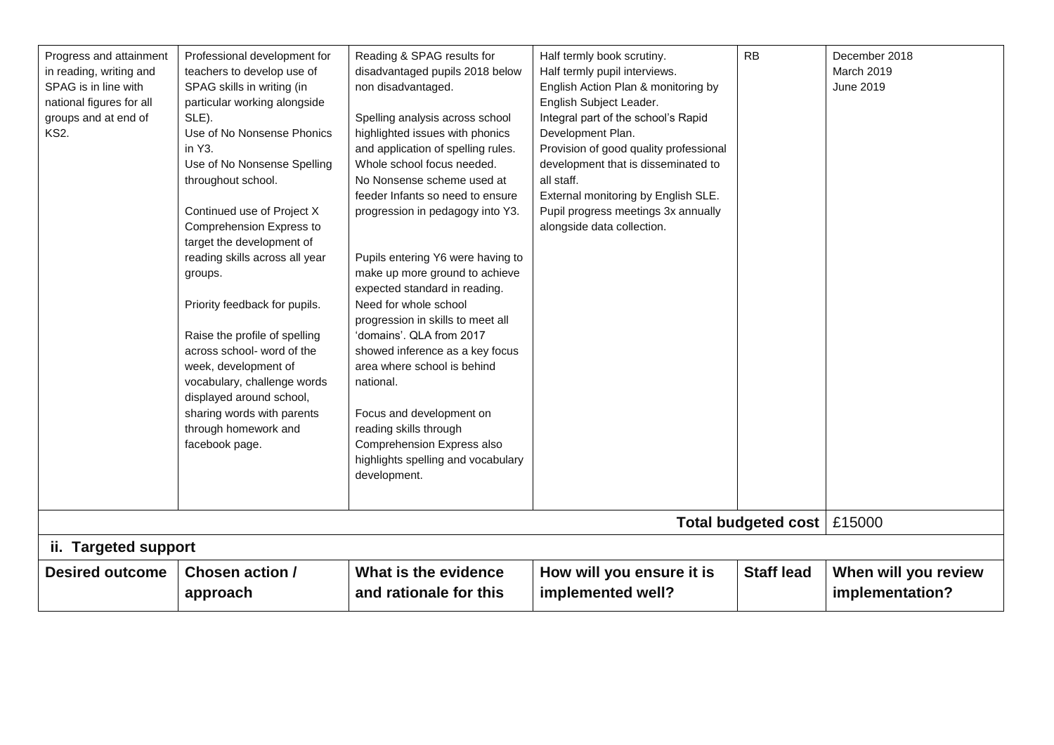| Progress and attainment in reading, writing and SPAG is in line with national figures for all groups and at end of KS2. | Professional development for teachers to develop use of SPAG skills in writing (in particular working alongside SLE).<br>Use of No Nonsense Phonics in Y3.<br>Use of No Nonsense Spelling throughout school.<br><br>Continued use of Project X Comprehension Express to target the development of reading skills across all year groups.<br><br>Priority feedback for pupils.<br><br>Raise the profile of spelling across school- word of the week, development of vocabulary, challenge words displayed around school, sharing words with parents through homework and facebook page. | Reading & SPAG results for disadvantaged pupils 2018 below non disadvantaged.<br><br>Spelling analysis across school highlighted issues with phonics and application of spelling rules. Whole school focus needed. No Nonsense scheme used at feeder Infants so need to ensure progression in pedagogy into Y3.<br><br>Pupils entering Y6 were having to make up more ground to achieve expected standard in reading. Need for whole school progression in skills to meet all 'domains'. QLA from 2017 showed inference as a key focus area where school is behind national.<br><br>Focus and development on reading skills through Comprehension Express also highlights spelling and vocabulary development. | Half termly book scrutiny.<br>Half termly pupil interviews.<br>English Action Plan & monitoring by English Subject Leader.<br>Integral part of the school's Rapid Development Plan.<br>Provision of good quality professional development that is disseminated to all staff.<br>External monitoring by English SLE.<br>Pupil progress meetings 3x annually alongside data collection. | RB | December 2018<br>March 2019<br>June 2019 |
|---|---|---|---|---|---|
| | | | | **Total budgeted cost** | £15000 |

**ii. Targeted support**

| Desired outcome | Chosen action / approach | What is the evidence and rationale for this | How will you ensure it is implemented well? | Staff lead | When will you review implementation? |
|---|---|---|---|---|---|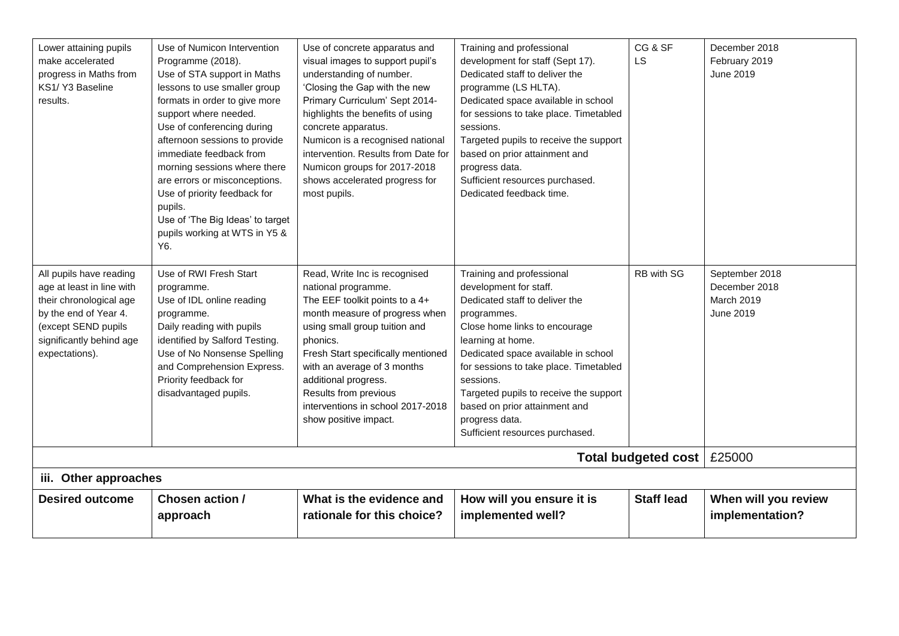| Lower attaining pupils make accelerated progress in Maths from KS1/ Y3 Baseline results. | Use of Numicon Intervention Programme (2018).<br>Use of STA support in Maths lessons to use smaller group formats in order to give more support where needed.<br>Use of conferencing during afternoon sessions to provide immediate feedback from morning sessions where there are errors or misconceptions.<br>Use of priority feedback for pupils.<br>Use of 'The Big Ideas' to target pupils working at WTS in Y5 & Y6. | Use of concrete apparatus and visual images to support pupil's understanding of number.<br>'Closing the Gap with the new Primary Curriculum' Sept 2014- highlights the benefits of using concrete apparatus.<br>Numicon is a recognised national intervention. Results from Date for Numicon groups for 2017-2018 shows accelerated progress for most pupils. | Training and professional development for staff (Sept 17).<br>Dedicated staff to deliver the programme (LS HLTA).<br>Dedicated space available in school for sessions to take place. Timetabled sessions.<br>Targeted pupils to receive the support based on prior attainment and progress data.<br>Sufficient resources purchased.<br>Dedicated feedback time. | CG & SF<br>LS | December 2018<br>February 2019<br>June 2019 |
|---|---|---|---|---|---|
| All pupils have reading age at least in line with their chronological age by the end of Year 4. (except SEND pupils significantly behind age expectations). | Use of RWI Fresh Start programme.<br>Use of IDL online reading programme.<br>Daily reading with pupils identified by Salford Testing.<br>Use of No Nonsense Spelling and Comprehension Express.<br>Priority feedback for disadvantaged pupils. | Read, Write Inc is recognised national programme.<br>The EEF toolkit points to a 4+ month measure of progress when using small group tuition and phonics.<br>Fresh Start specifically mentioned with an average of 3 months additional progress.<br>Results from previous interventions in school 2017-2018 show positive impact. | Training and professional development for staff.<br>Dedicated staff to deliver the programmes.<br>Close home links to encourage learning at home.<br>Dedicated space available in school for sessions to take place. Timetabled sessions.<br>Targeted pupils to receive the support based on prior attainment and progress data.<br>Sufficient resources purchased. | RB with SG | September 2018<br>December 2018<br>March 2019<br>June 2019 |
| | | | | **Total budgeted cost** | £25000 |

### iii. Other approaches

| **Desired outcome** | **Chosen action / approach** | **What is the evidence and rationale for this choice?** | **How will you ensure it is implemented well?** | **Staff lead** | **When will you review implementation?** |
|---|---|---|---|---|---|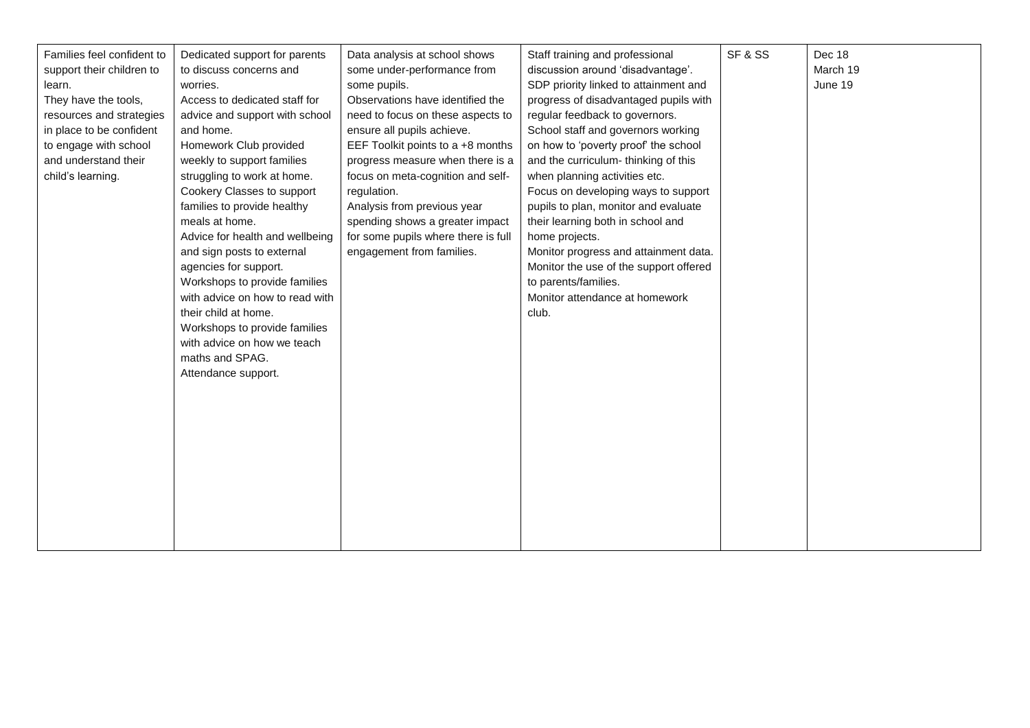| | | | | | |
|---|---|---|---|---|---|
| Families feel confident to support their children to learn.<br>They have the tools, resources and strategies in place to be confident to engage with school and understand their child's learning. | Dedicated support for parents to discuss concerns and worries.<br>Access to dedicated staff for advice and support with school and home.<br>Homework Club provided weekly to support families struggling to work at home.<br>Cookery Classes to support families to provide healthy meals at home.<br>Advice for health and wellbeing and sign posts to external agencies for support.<br>Workshops to provide families with advice on how to read with their child at home.<br>Workshops to provide families with advice on how we teach maths and SPAG.<br>Attendance support. | Data analysis at school shows some under-performance from some pupils.<br>Observations have identified the need to focus on these aspects to ensure all pupils achieve.<br>EEF Toolkit points to a +8 months progress measure when there is a focus on meta-cognition and self-regulation.<br>Analysis from previous year spending shows a greater impact for some pupils where there is full engagement from families. | Staff training and professional discussion around 'disadvantage'.<br>SDP priority linked to attainment and progress of disadvantaged pupils with regular feedback to governors.<br>School staff and governors working on how to 'poverty proof' the school and the curriculum- thinking of this when planning activities etc.<br>Focus on developing ways to support pupils to plan, monitor and evaluate their learning both in school and home projects.<br>Monitor progress and attainment data.<br>Monitor the use of the support offered to parents/families.<br>Monitor attendance at homework club. | SF & SS | Dec 18<br>March 19<br>June 19 |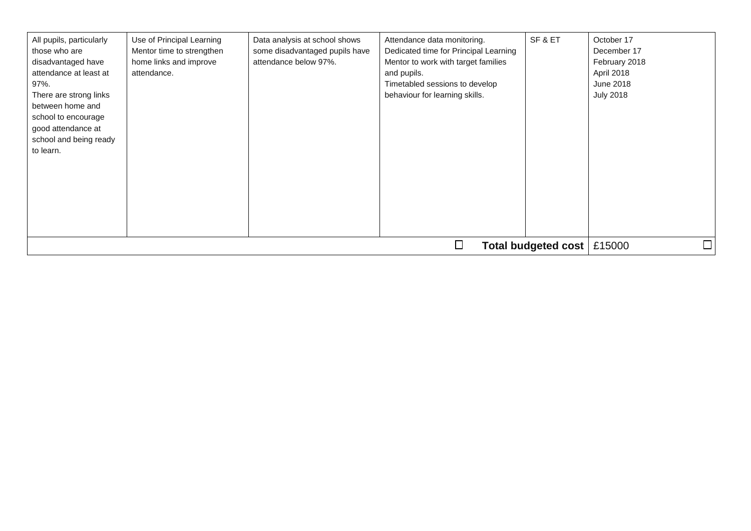| | | | | | |
|---|---|---|---|---|---|
| All pupils, particularly those who are disadvantaged have attendance at least at 97%.<br>There are strong links between home and school to encourage good attendance at school and being ready to learn. | Use of Principal Learning Mentor time to strengthen home links and improve attendance. | Data analysis at school shows some disadvantaged pupils have attendance below 97%. | Attendance data monitoring.<br>Dedicated time for Principal Learning Mentor to work with target families and pupils.<br>Timetabled sessions to develop behaviour for learning skills. | SF & ET | October 17<br>December 17<br>February 2018<br>April 2018<br>June 2018<br>July 2018 |
| | | | | **Total budgeted cost** | £15000 |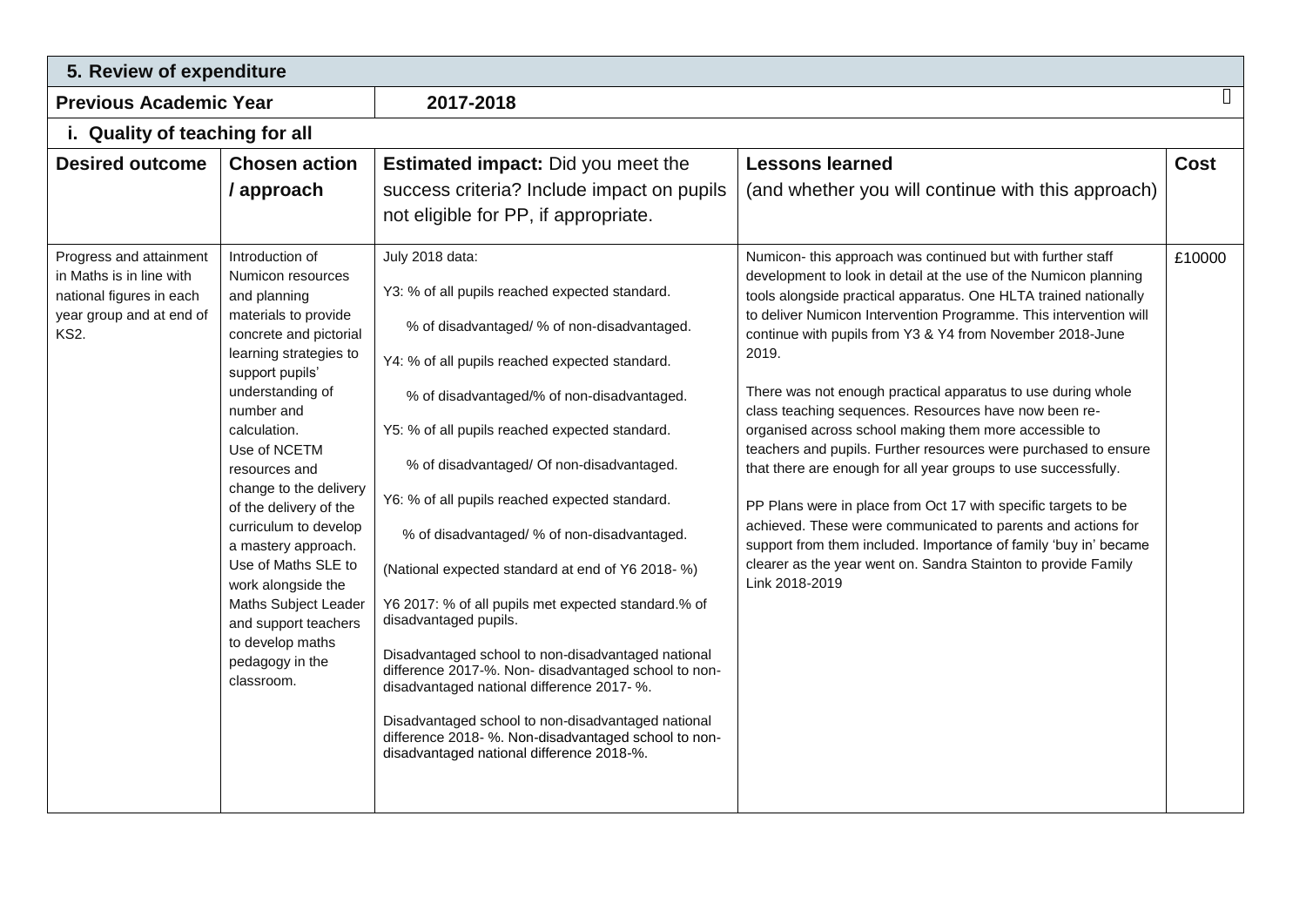| 5. Review of expenditure | | | | |
|---|---|---|---|---|
| **Previous Academic Year** | **2017-2018** | | | |
| **i. Quality of teaching for all** | | | | |
| **Desired outcome** | **Chosen action / approach** | **Estimated impact:** Did you meet the success criteria? Include impact on pupils not eligible for PP, if appropriate. | **Lessons learned** (and whether you will continue with this approach) | **Cost** |
| Progress and attainment in Maths is in line with national figures in each year group and at end of KS2. | Introduction of Numicon resources and planning materials to provide concrete and pictorial learning strategies to support pupils' understanding of number and calculation. Use of NCETM resources and change to the delivery of the delivery of the curriculum to develop a mastery approach. Use of Maths SLE to work alongside the Maths Subject Leader and support teachers to develop maths pedagogy in the classroom. | July 2018 data:<br><br>Y3: % of all pupils reached expected standard.<br><br>% of disadvantaged/ % of non-disadvantaged.<br><br>Y4: % of all pupils reached expected standard.<br><br>% of disadvantaged/% of non-disadvantaged.<br><br>Y5: % of all pupils reached expected standard.<br><br>% of disadvantaged/ Of non-disadvantaged.<br><br>Y6: % of all pupils reached expected standard.<br><br>% of disadvantaged/ % of non-disadvantaged.<br><br>(National expected standard at end of Y6 2018- %)<br><br>Y6 2017: % of all pupils met expected standard.% of disadvantaged pupils.<br><br>Disadvantaged school to non-disadvantaged national difference 2017-%. Non- disadvantaged school to non-disadvantaged national difference 2017- %.<br><br>Disadvantaged school to non-disadvantaged national difference 2018- %. Non-disadvantaged school to non-disadvantaged national difference 2018-%. | Numicon- this approach was continued but with further staff development to look in detail at the use of the Numicon planning tools alongside practical apparatus. One HLTA trained nationally to deliver Numicon Intervention Programme. This intervention will continue with pupils from Y3 & Y4 from November 2018-June 2019.<br><br>There was not enough practical apparatus to use during whole class teaching sequences. Resources have now been re-organised across school making them more accessible to teachers and pupils. Further resources were purchased to ensure that there are enough for all year groups to use successfully.<br><br>PP Plans were in place from Oct 17 with specific targets to be achieved. These were communicated to parents and actions for support from them included. Importance of family 'buy in' became clearer as the year went on. Sandra Stainton to provide Family Link 2018-2019 | £10000 |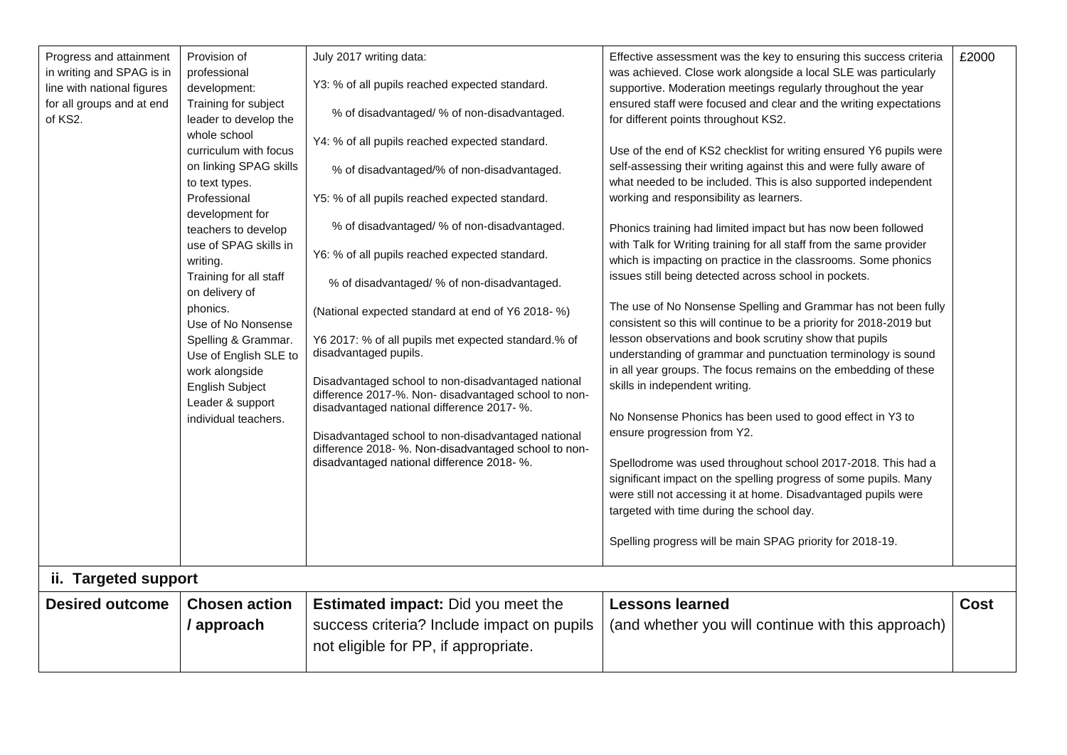| Progress and attainment in writing and SPAG is in line with national figures for all groups and at end of KS2. | Provision of professional development: Training for subject leader to develop the whole school curriculum with focus on linking SPAG skills to text types. Professional development for teachers to develop use of SPAG skills in writing. Training for all staff on delivery of phonics. Use of No Nonsense Spelling & Grammar. Use of English SLE to work alongside English Subject Leader & support individual teachers. | July 2017 writing data:<br><br>Y3: % of all pupils reached expected standard.<br><br>% of disadvantaged/ % of non-disadvantaged.<br><br>Y4: % of all pupils reached expected standard.<br><br>% of disadvantaged/% of non-disadvantaged.<br><br>Y5: % of all pupils reached expected standard.<br><br>% of disadvantaged/ % of non-disadvantaged.<br><br>Y6: % of all pupils reached expected standard.<br><br>% of disadvantaged/ % of non-disadvantaged.<br><br>(National expected standard at end of Y6 2018- %)<br><br>Y6 2017: % of all pupils met expected standard.% of disadvantaged pupils.<br><br>Disadvantaged school to non-disadvantaged national difference 2017-%. Non- disadvantaged school to non-disadvantaged national difference 2017- %.<br><br>Disadvantaged school to non-disadvantaged national difference 2018- %. Non-disadvantaged school to non-disadvantaged national difference 2018- %. | Effective assessment was the key to ensuring this success criteria was achieved. Close work alongside a local SLE was particularly supportive. Moderation meetings regularly throughout the year ensured staff were focused and clear and the writing expectations for different points throughout KS2.<br><br>Use of the end of KS2 checklist for writing ensured Y6 pupils were self-assessing their writing against this and were fully aware of what needed to be included. This is also supported independent working and responsibility as learners.<br><br>Phonics training had limited impact but has now been followed with Talk for Writing training for all staff from the same provider which is impacting on practice in the classrooms. Some phonics issues still being detected across school in pockets.<br><br>The use of No Nonsense Spelling and Grammar has not been fully consistent so this will continue to be a priority for 2018-2019 but lesson observations and book scrutiny show that pupils understanding of grammar and punctuation terminology is sound in all year groups. The focus remains on the embedding of these skills in independent writing.<br><br>No Nonsense Phonics has been used to good effect in Y3 to ensure progression from Y2.<br><br>Spellodrome was used throughout school 2017-2018. This had a significant impact on the spelling progress of some pupils. Many were still not accessing it at home. Disadvantaged pupils were targeted with time during the school day.<br><br>Spelling progress will be main SPAG priority for 2018-19. | £2000 |

## ii. Targeted support

| Desired outcome | Chosen action / approach | Estimated impact: Did you meet the success criteria? Include impact on pupils not eligible for PP, if appropriate. | Lessons learned (and whether you will continue with this approach) | Cost |
|---|---|---|---|---|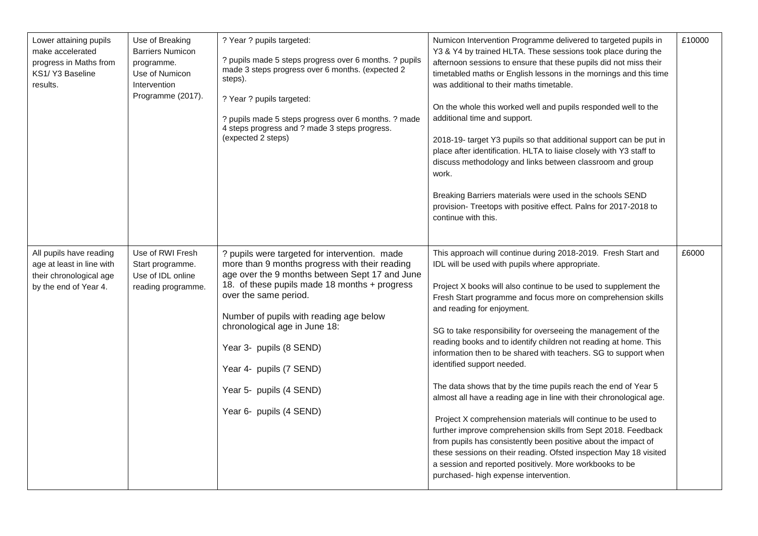| | | | | |
|---|---|---|---|---|
| Lower attaining pupils make accelerated progress in Maths from KS1/ Y3 Baseline results. | Use of Breaking Barriers Numicon programme.<br>Use of Numicon Intervention Programme (2017). | ? Year ? pupils targeted:<br><br>? pupils made 5 steps progress over 6 months. ? pupils made 3 steps progress over 6 months. (expected 2 steps).<br><br>? Year ? pupils targeted:<br><br>? pupils made 5 steps progress over 6 months. ? made 4 steps progress and ? made 3 steps progress. (expected 2 steps) | Numicon Intervention Programme delivered to targeted pupils in Y3 & Y4 by trained HLTA. These sessions took place during the afternoon sessions to ensure that these pupils did not miss their timetabled maths or English lessons in the mornings and this time was additional to their maths timetable.<br><br>On the whole this worked well and pupils responded well to the additional time and support.<br><br>2018-19- target Y3 pupils so that additional support can be put in place after identification. HLTA to liaise closely with Y3 staff to discuss methodology and links between classroom and group work.<br><br>Breaking Barriers materials were used in the schools SEND provision- Treetops with positive effect. Palns for 2017-2018 to continue with this. | £10000 |
| All pupils have reading age at least in line with their chronological age by the end of Year 4. | Use of RWI Fresh Start programme.<br>Use of IDL online reading programme. | ? pupils were targeted for intervention. made more than 9 months progress with their reading age over the 9 months between Sept 17 and June 18. of these pupils made 18 months + progress over the same period.<br><br>Number of pupils with reading age below chronological age in June 18:<br><br>Year 3- pupils (8 SEND)<br><br>Year 4- pupils (7 SEND)<br><br>Year 5- pupils (4 SEND)<br><br>Year 6- pupils (4 SEND) | This approach will continue during 2018-2019. Fresh Start and IDL will be used with pupils where appropriate.<br><br>Project X books will also continue to be used to supplement the Fresh Start programme and focus more on comprehension skills and reading for enjoyment.<br><br>SG to take responsibility for overseeing the management of the reading books and to identify children not reading at home. This information then to be shared with teachers. SG to support when identified support needed.<br><br>The data shows that by the time pupils reach the end of Year 5 almost all have a reading age in line with their chronological age.<br><br>Project X comprehension materials will continue to be used to further improve comprehension skills from Sept 2018. Feedback from pupils has consistently been positive about the impact of these sessions on their reading. Ofsted inspection May 18 visited a session and reported positively. More workbooks to be purchased- high expense intervention. | £6000 |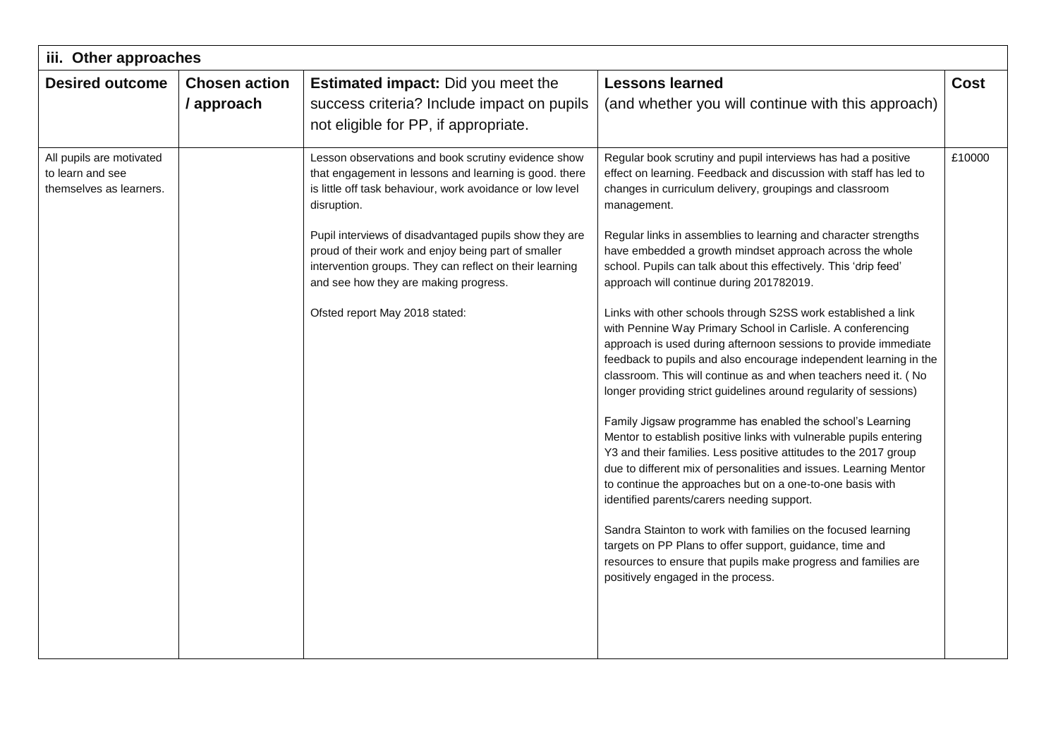| iii. Other approaches | | | | |
|---|---|---|---|---|
| **Desired outcome** | **Chosen action / approach** | **Estimated impact:** Did you meet the success criteria? Include impact on pupils not eligible for PP, if appropriate. | **Lessons learned** (and whether you will continue with this approach) | **Cost** |
| All pupils are motivated to learn and see themselves as learners. | | Lesson observations and book scrutiny evidence show that engagement in lessons and learning is good. there is little off task behaviour, work avoidance or low level disruption.<br><br>Pupil interviews of disadvantaged pupils show they are proud of their work and enjoy being part of smaller intervention groups. They can reflect on their learning and see how they are making progress.<br><br>Ofsted report May 2018 stated: | Regular book scrutiny and pupil interviews has had a positive effect on learning. Feedback and discussion with staff has led to changes in curriculum delivery, groupings and classroom management.<br><br>Regular links in assemblies to learning and character strengths have embedded a growth mindset approach across the whole school. Pupils can talk about this effectively. This 'drip feed' approach will continue during 201782019.<br><br>Links with other schools through S2SS work established a link with Pennine Way Primary School in Carlisle. A conferencing approach is used during afternoon sessions to provide immediate feedback to pupils and also encourage independent learning in the classroom. This will continue as and when teachers need it. ( No longer providing strict guidelines around regularity of sessions)<br><br>Family Jigsaw programme has enabled the school's Learning Mentor to establish positive links with vulnerable pupils entering Y3 and their families. Less positive attitudes to the 2017 group due to different mix of personalities and issues. Learning Mentor to continue the approaches but on a one-to-one basis with identified parents/carers needing support.<br><br>Sandra Stainton to work with families on the focused learning targets on PP Plans to offer support, guidance, time and resources to ensure that pupils make progress and families are positively engaged in the process. | £10000 |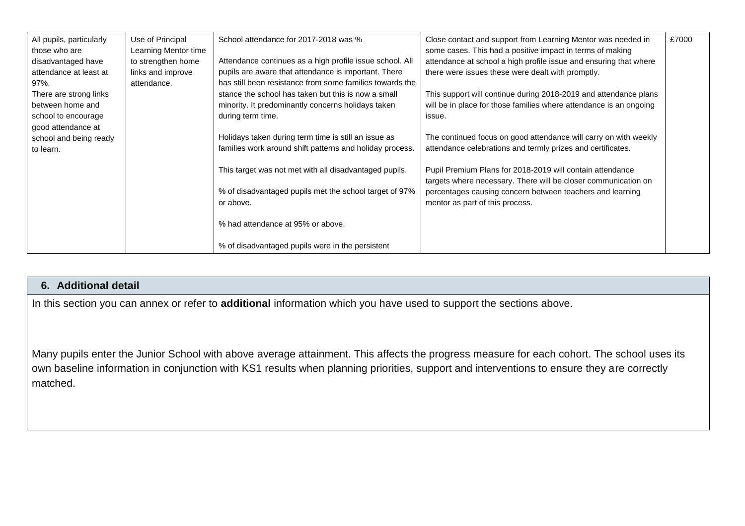| | | | | |
|---|---|---|---|---|
| All pupils, particularly those who are disadvantaged have attendance at least at 97%.<br>There are strong links between home and school to encourage good attendance at school and being ready to learn. | Use of Principal Learning Mentor time to strengthen home links and improve attendance. | School attendance for 2017-2018 was %<br><br>Attendance continues as a high profile issue school. All pupils are aware that attendance is important. There has still been resistance from some families towards the stance the school has taken but this is now a small minority. It predominantly concerns holidays taken during term time.<br><br>Holidays taken during term time is still an issue as families work around shift patterns and holiday process.<br><br>This target was not met with all disadvantaged pupils.<br><br>% of disadvantaged pupils met the school target of 97% or above.<br><br>% had attendance at 95% or above.<br><br>% of disadvantaged pupils were in the persistent | Close contact and support from Learning Mentor was needed in some cases. This had a positive impact in terms of making attendance at school a high profile issue and ensuring that where there were issues these were dealt with promptly.<br><br>This support will continue during 2018-2019 and attendance plans will be in place for those families where attendance is an ongoing issue.<br><br>The continued focus on good attendance will carry on with weekly attendance celebrations and termly prizes and certificates.<br><br>Pupil Premium Plans for 2018-2019 will contain attendance targets where necessary. There will be closer communication on percentages causing concern between teachers and learning mentor as part of this process. | £7000 |

## 6. Additional detail

In this section you can annex or refer to **additional** information which you have used to support the sections above.

Many pupils enter the Junior School with above average attainment. This affects the progress measure for each cohort. The school uses its own baseline information in conjunction with KS1 results when planning priorities, support and interventions to ensure they are correctly matched.